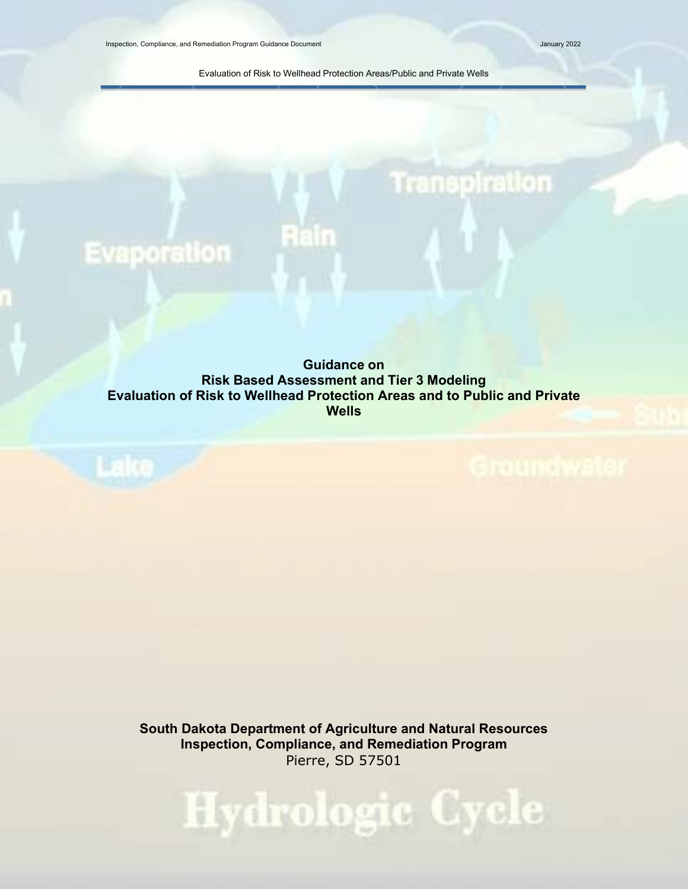# Guidance on Risk Based Assessment and Tier 3 Modeling Evaluation of Risk to Wellhead Protection Areas and to Public and Private Wells

**South Dakota Department of Agriculture and Natural Resources**
**Inspection, Compliance, and Remediation Program**
Pierre, SD 57501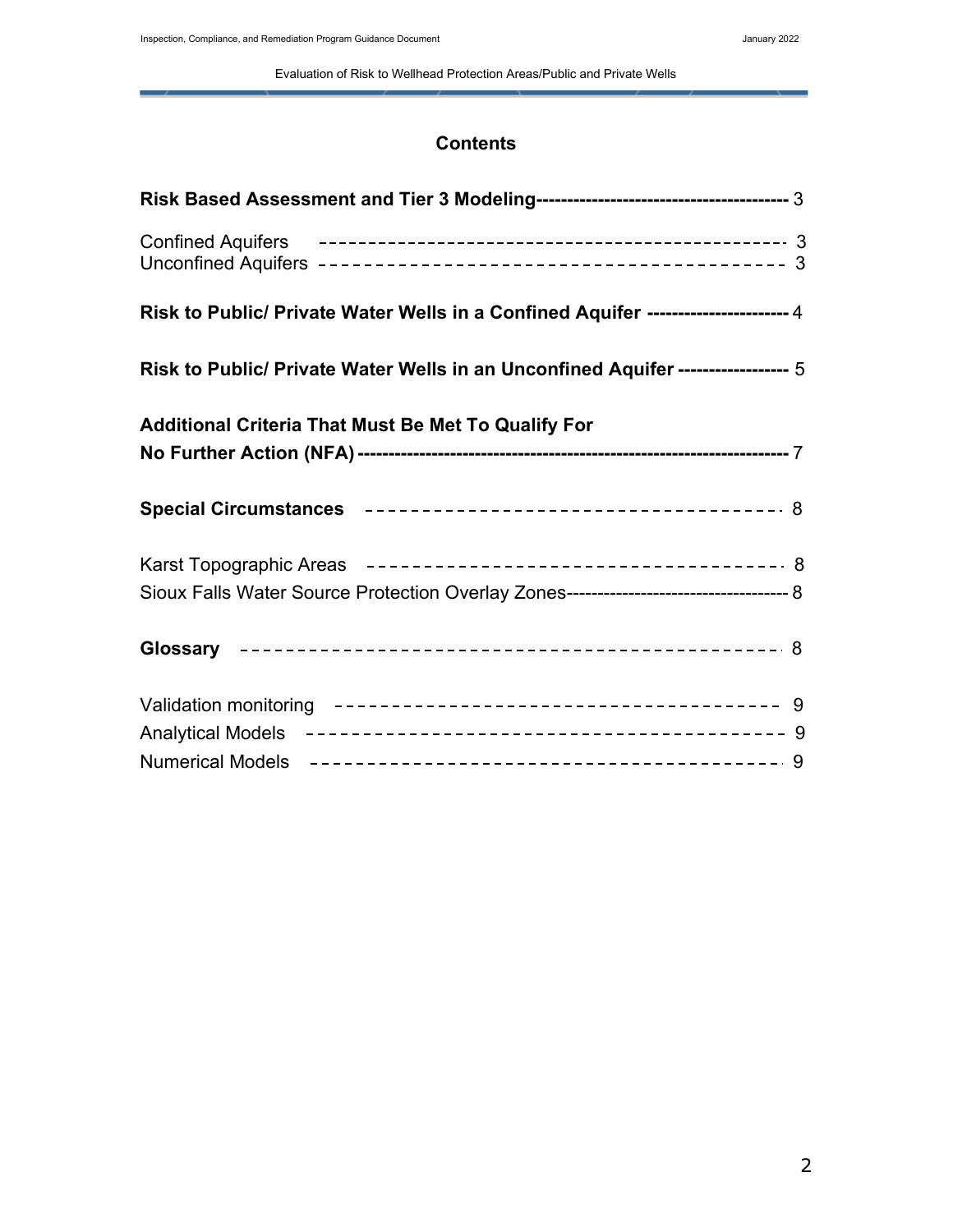## Contents

**Risk Based Assessment and Tier 3 Modeling** ---------------------------------------- 3

Confined Aquifers ---------------------------------------------- 3
Unconfined Aquifers ---------------------------------------------- 3

**Risk to Public/ Private Water Wells in a Confined Aquifer** ---------------------- 4

**Risk to Public/ Private Water Wells in an Unconfined Aquifer** ------------------ 5

**Additional Criteria That Must Be Met To Qualify For No Further Action (NFA)** ------------------------------------------------------------------ 7

**Special Circumstances** ------------------------------------ 8

Karst Topographic Areas ------------------------------------ 8
Sioux Falls Water Source Protection Overlay Zones------------------------------------ 8

**Glossary** ------------------------------------------------ 8

Validation monitoring ------------------------------------ 9
Analytical Models ------------------------------------------ 9
Numerical Models ------------------------------------------ 9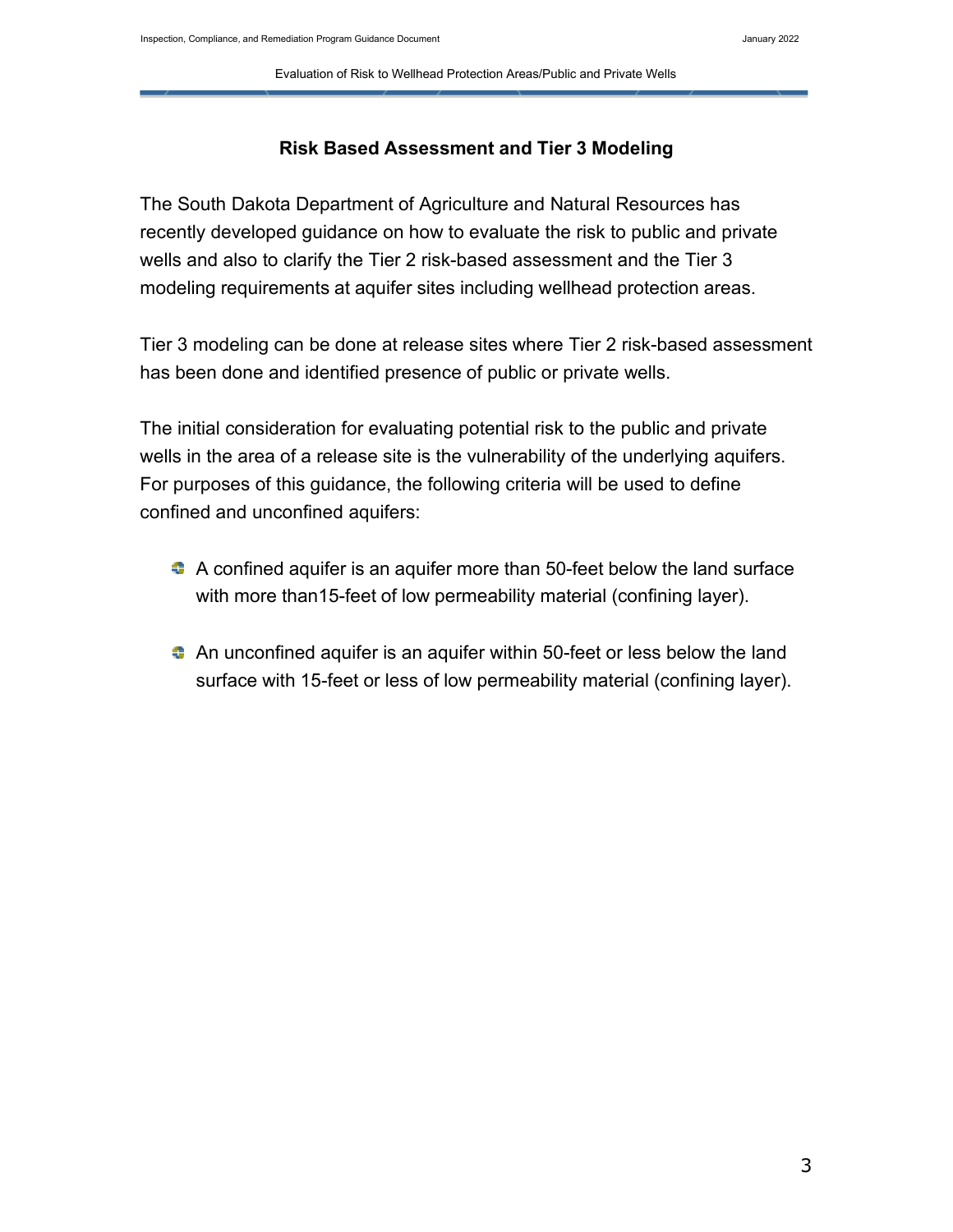## Risk Based Assessment and Tier 3 Modeling

The South Dakota Department of Agriculture and Natural Resources has recently developed guidance on how to evaluate the risk to public and private wells and also to clarify the Tier 2 risk-based assessment and the Tier 3 modeling requirements at aquifer sites including wellhead protection areas.

Tier 3 modeling can be done at release sites where Tier 2 risk-based assessment has been done and identified presence of public or private wells.

The initial consideration for evaluating potential risk to the public and private wells in the area of a release site is the vulnerability of the underlying aquifers. For purposes of this guidance, the following criteria will be used to define confined and unconfined aquifers:

- A confined aquifer is an aquifer more than 50-feet below the land surface with more than15-feet of low permeability material (confining layer).
- An unconfined aquifer is an aquifer within 50-feet or less below the land surface with 15-feet or less of low permeability material (confining layer).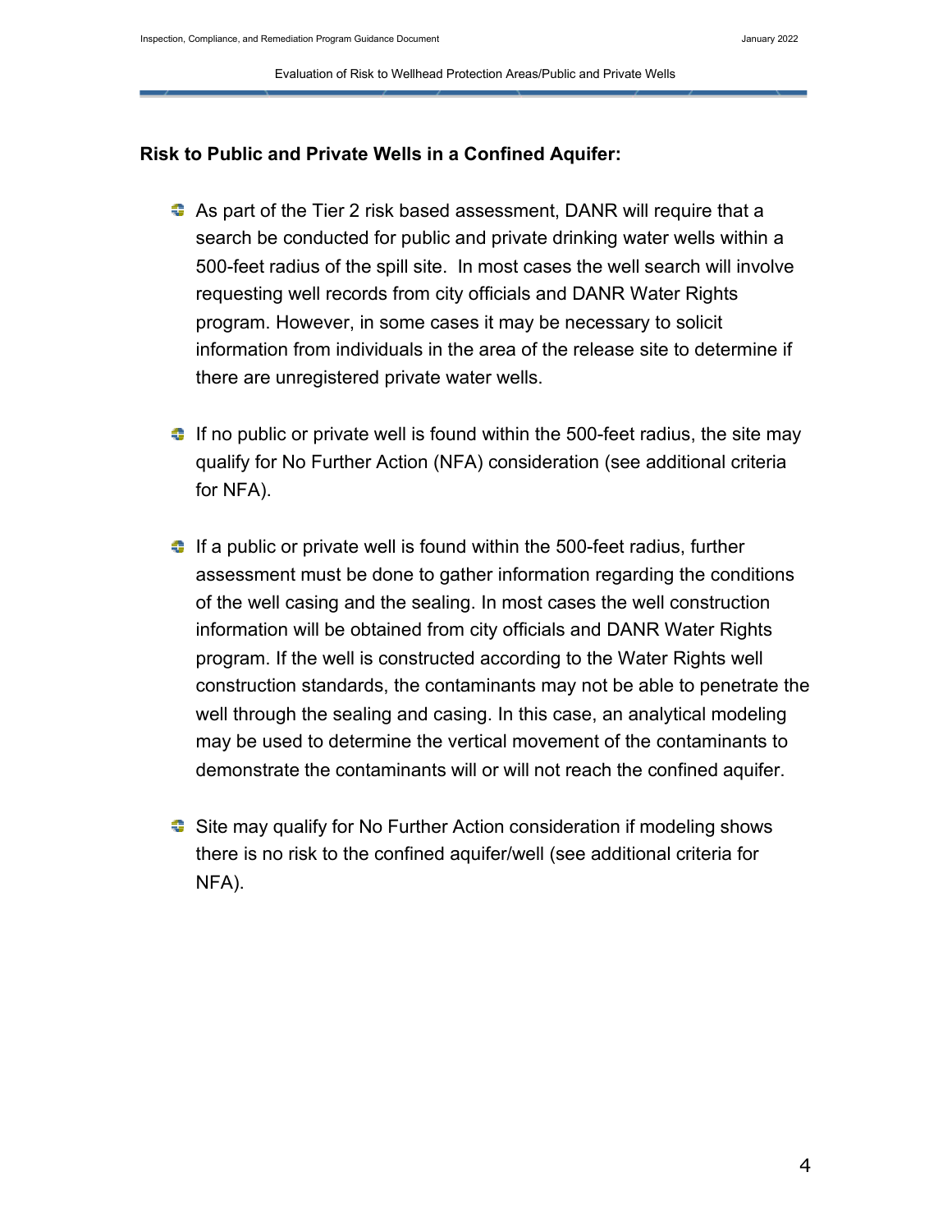**Risk to Public and Private Wells in a Confined Aquifer:**

- As part of the Tier 2 risk based assessment, DANR will require that a search be conducted for public and private drinking water wells within a 500-feet radius of the spill site. In most cases the well search will involve requesting well records from city officials and DANR Water Rights program. However, in some cases it may be necessary to solicit information from individuals in the area of the release site to determine if there are unregistered private water wells.

- If no public or private well is found within the 500-feet radius, the site may qualify for No Further Action (NFA) consideration (see additional criteria for NFA).

- If a public or private well is found within the 500-feet radius, further assessment must be done to gather information regarding the conditions of the well casing and the sealing. In most cases the well construction information will be obtained from city officials and DANR Water Rights program. If the well is constructed according to the Water Rights well construction standards, the contaminants may not be able to penetrate the well through the sealing and casing. In this case, an analytical modeling may be used to determine the vertical movement of the contaminants to demonstrate the contaminants will or will not reach the confined aquifer.

- Site may qualify for No Further Action consideration if modeling shows there is no risk to the confined aquifer/well (see additional criteria for NFA).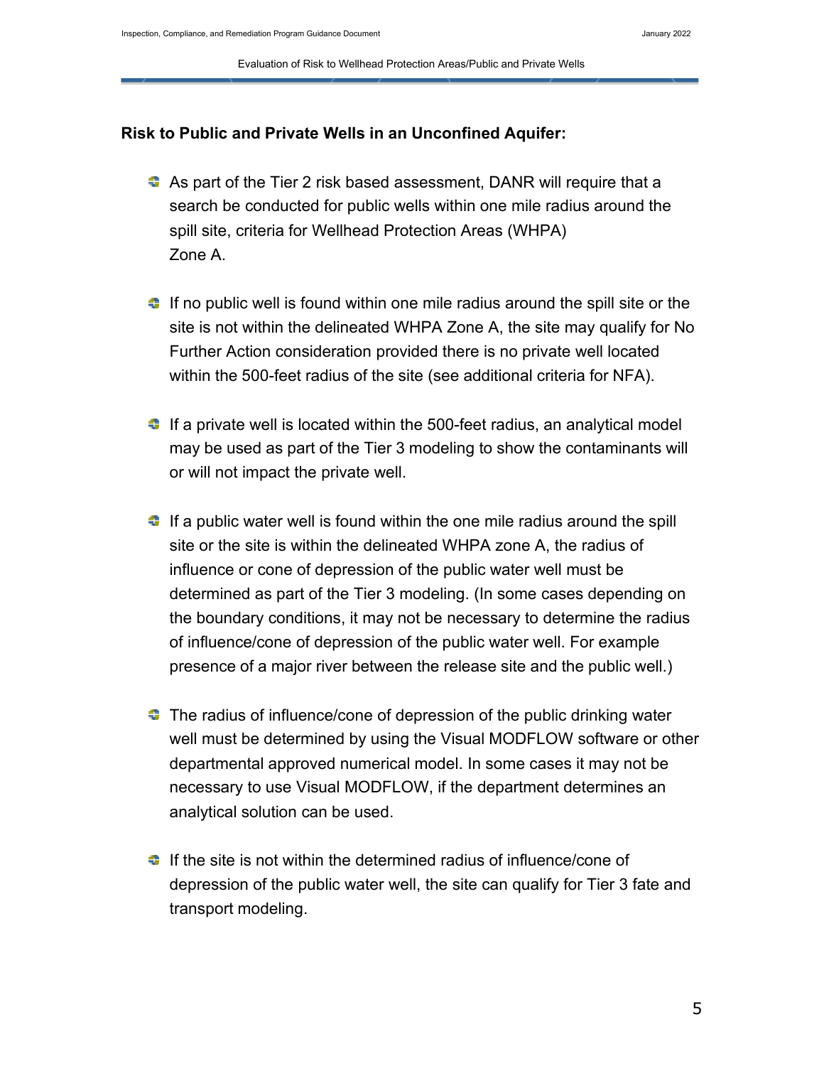**Risk to Public and Private Wells in an Unconfined Aquifer:**

- As part of the Tier 2 risk based assessment, DANR will require that a search be conducted for public wells within one mile radius around the spill site, criteria for Wellhead Protection Areas (WHPA) Zone A.
- If no public well is found within one mile radius around the spill site or the site is not within the delineated WHPA Zone A, the site may qualify for No Further Action consideration provided there is no private well located within the 500-feet radius of the site (see additional criteria for NFA).
- If a private well is located within the 500-feet radius, an analytical model may be used as part of the Tier 3 modeling to show the contaminants will or will not impact the private well.
- If a public water well is found within the one mile radius around the spill site or the site is within the delineated WHPA zone A, the radius of influence or cone of depression of the public water well must be determined as part of the Tier 3 modeling. (In some cases depending on the boundary conditions, it may not be necessary to determine the radius of influence/cone of depression of the public water well. For example presence of a major river between the release site and the public well.)
- The radius of influence/cone of depression of the public drinking water well must be determined by using the Visual MODFLOW software or other departmental approved numerical model. In some cases it may not be necessary to use Visual MODFLOW, if the department determines an analytical solution can be used.
- If the site is not within the determined radius of influence/cone of depression of the public water well, the site can qualify for Tier 3 fate and transport modeling.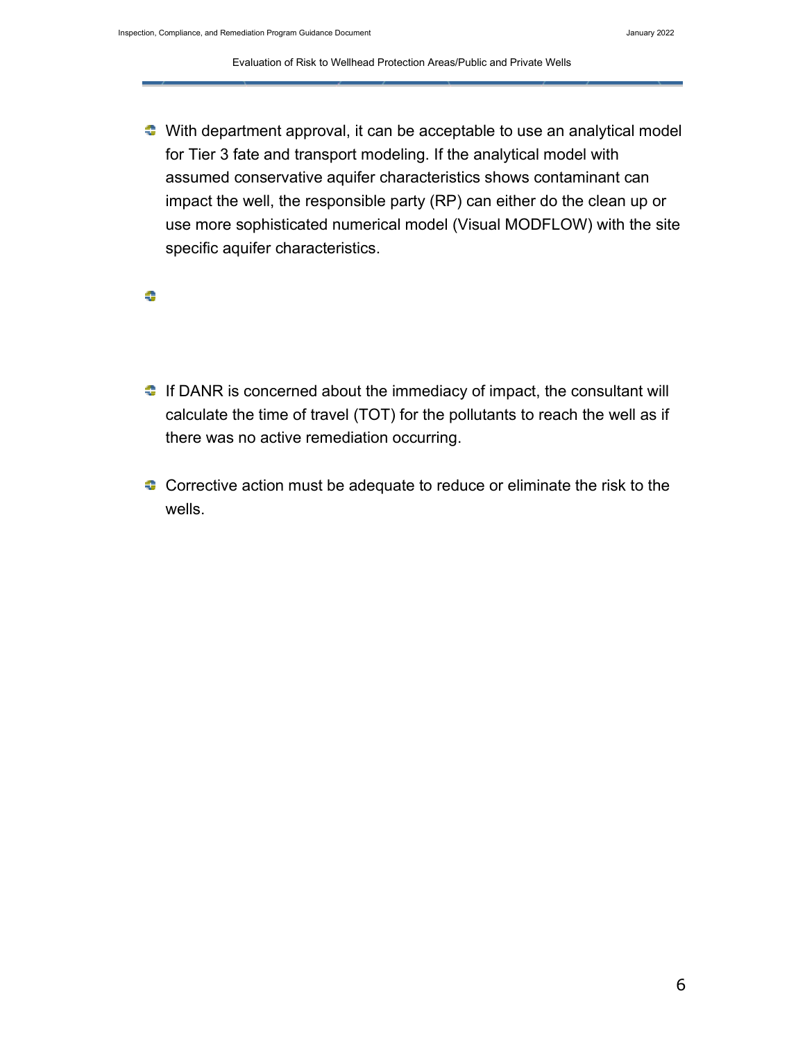- With department approval, it can be acceptable to use an analytical model for Tier 3 fate and transport modeling. If the analytical model with assumed conservative aquifer characteristics shows contaminant can impact the well, the responsible party (RP) can either do the clean up or use more sophisticated numerical model (Visual MODFLOW) with the site specific aquifer characteristics.

- If DANR is concerned about the immediacy of impact, the consultant will calculate the time of travel (TOT) for the pollutants to reach the well as if there was no active remediation occurring.

- Corrective action must be adequate to reduce or eliminate the risk to the wells.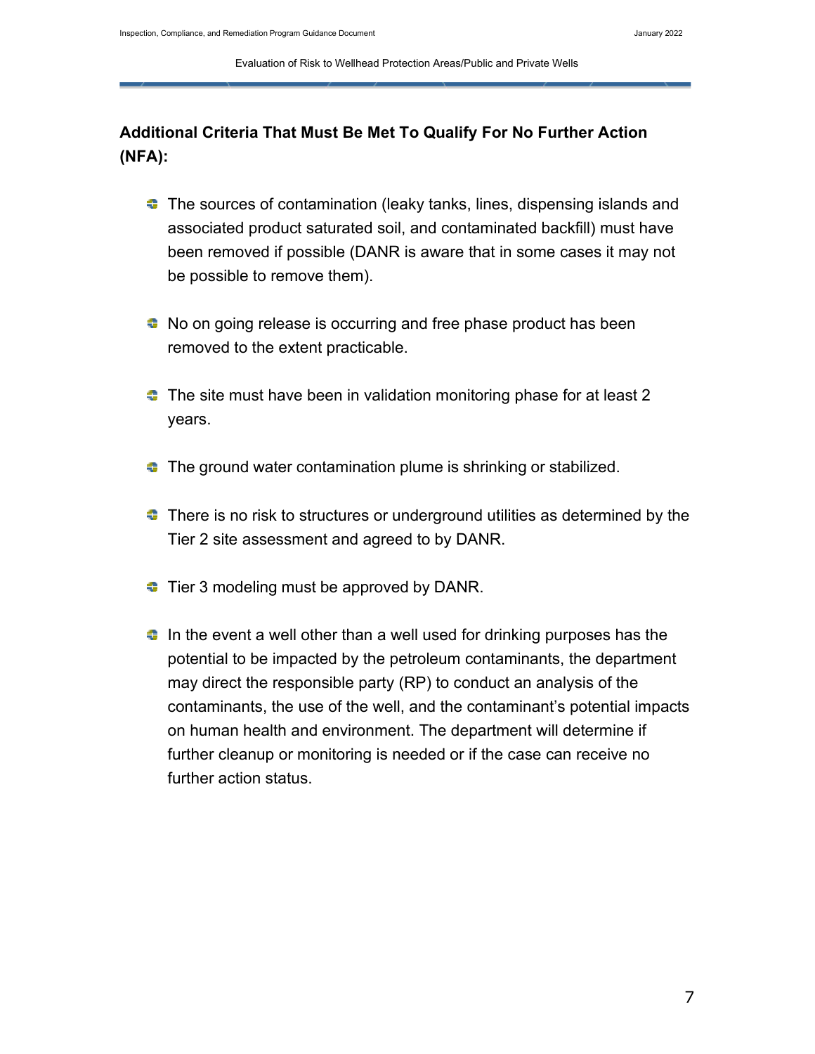### Additional Criteria That Must Be Met To Qualify For No Further Action (NFA):

- The sources of contamination (leaky tanks, lines, dispensing islands and associated product saturated soil, and contaminated backfill) must have been removed if possible (DANR is aware that in some cases it may not be possible to remove them).

- No on going release is occurring and free phase product has been removed to the extent practicable.

- The site must have been in validation monitoring phase for at least 2 years.

- The ground water contamination plume is shrinking or stabilized.

- There is no risk to structures or underground utilities as determined by the Tier 2 site assessment and agreed to by DANR.

- Tier 3 modeling must be approved by DANR.

- In the event a well other than a well used for drinking purposes has the potential to be impacted by the petroleum contaminants, the department may direct the responsible party (RP) to conduct an analysis of the contaminants, the use of the well, and the contaminant's potential impacts on human health and environment. The department will determine if further cleanup or monitoring is needed or if the case can receive no further action status.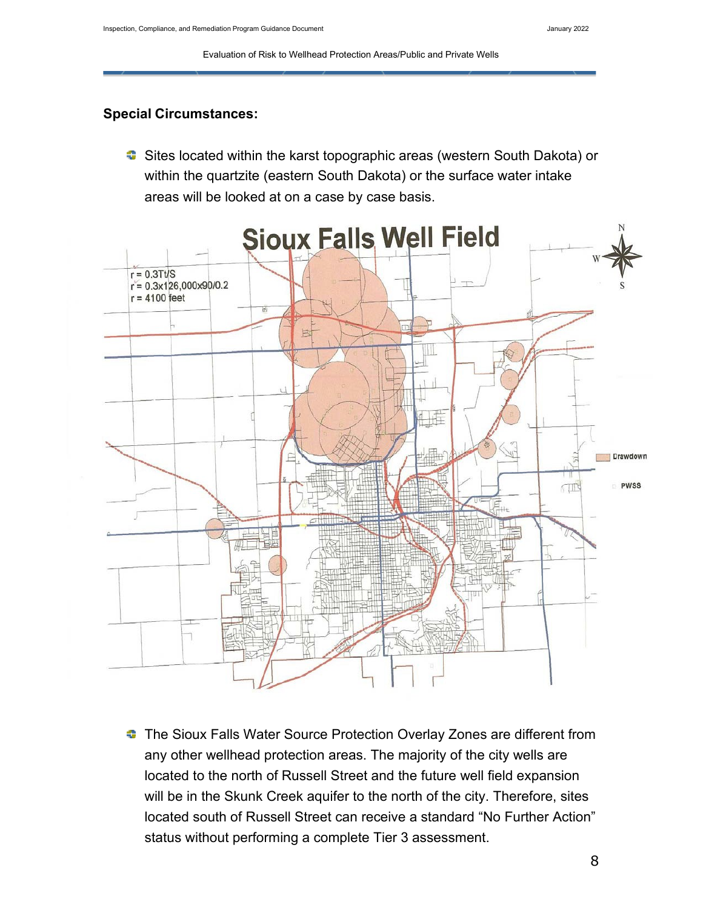## Special Circumstances:

- Sites located within the karst topographic areas (western South Dakota) or within the quartzite (eastern South Dakota) or the surface water intake areas will be looked at on a case by case basis.

- The Sioux Falls Water Source Protection Overlay Zones are different from any other wellhead protection areas. The majority of the city wells are located to the north of Russell Street and the future well field expansion will be in the Skunk Creek aquifer to the north of the city. Therefore, sites located south of Russell Street can receive a standard "No Further Action" status without performing a complete Tier 3 assessment.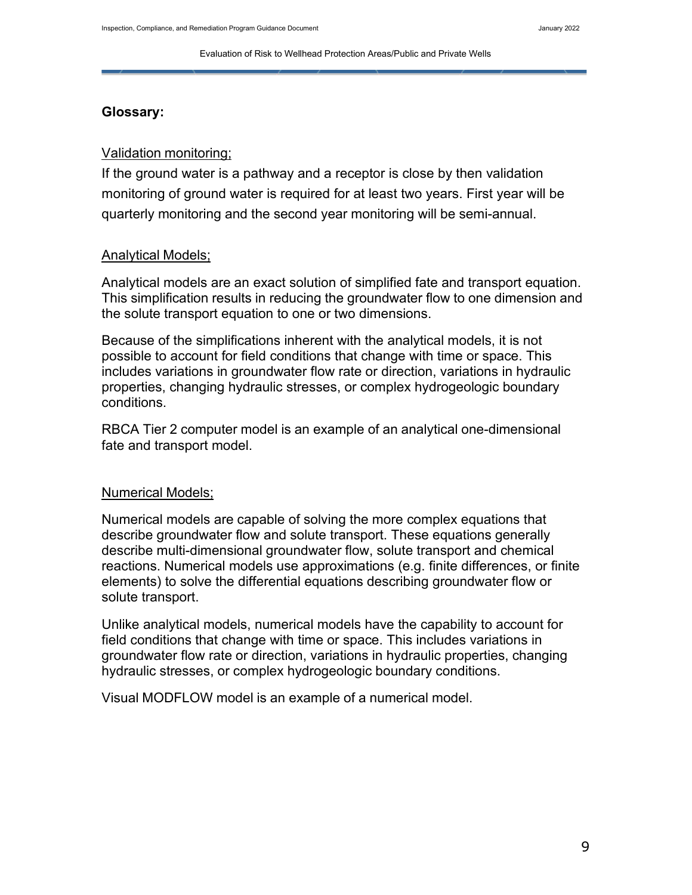## Glossary:

Validation monitoring;

If the ground water is a pathway and a receptor is close by then validation monitoring of ground water is required for at least two years. First year will be quarterly monitoring and the second year monitoring will be semi-annual.

Analytical Models;

Analytical models are an exact solution of simplified fate and transport equation. This simplification results in reducing the groundwater flow to one dimension and the solute transport equation to one or two dimensions.

Because of the simplifications inherent with the analytical models, it is not possible to account for field conditions that change with time or space. This includes variations in groundwater flow rate or direction, variations in hydraulic properties, changing hydraulic stresses, or complex hydrogeologic boundary conditions.

RBCA Tier 2 computer model is an example of an analytical one-dimensional fate and transport model.

Numerical Models;

Numerical models are capable of solving the more complex equations that describe groundwater flow and solute transport. These equations generally describe multi-dimensional groundwater flow, solute transport and chemical reactions. Numerical models use approximations (e.g. finite differences, or finite elements) to solve the differential equations describing groundwater flow or solute transport.

Unlike analytical models, numerical models have the capability to account for field conditions that change with time or space. This includes variations in groundwater flow rate or direction, variations in hydraulic properties, changing hydraulic stresses, or complex hydrogeologic boundary conditions.

Visual MODFLOW model is an example of a numerical model.